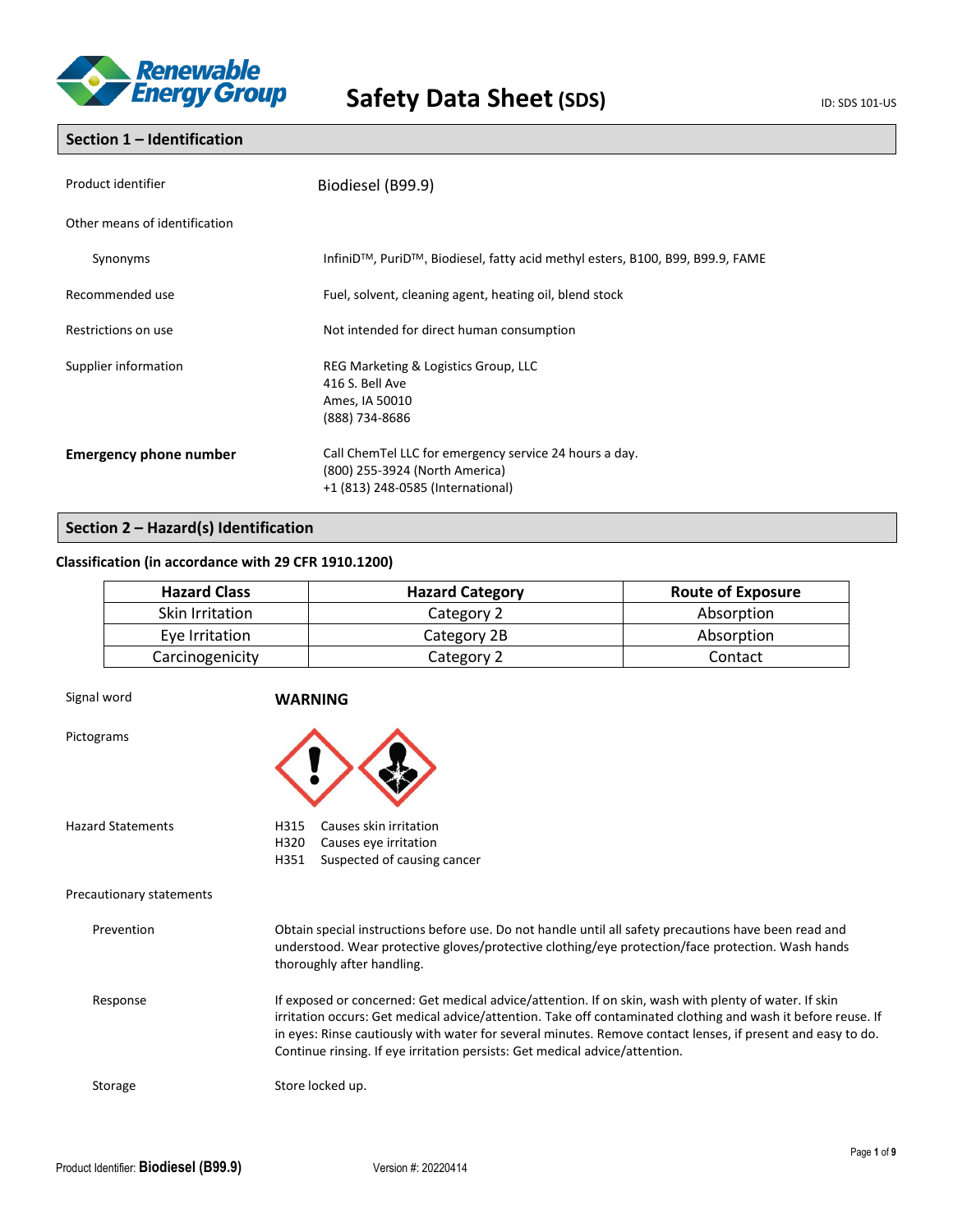# Safety Data Sheet (SDS)

ID: SDS 101-US

## Section 1 – Identification

| | |
|---|---|
| Product identifier | Biodiesel (B99.9) |
| Other means of identification | |
| Synonyms | InfiniD™, PuriD™, Biodiesel, fatty acid methyl esters, B100, B99, B99.9, FAME |
| Recommended use | Fuel, solvent, cleaning agent, heating oil, blend stock |
| Restrictions on use | Not intended for direct human consumption |
| Supplier information | REG Marketing & Logistics Group, LLC<br>416 S. Bell Ave<br>Ames, IA 50010<br>(888) 734-8686 |
| **Emergency phone number** | Call ChemTel LLC for emergency service 24 hours a day.<br>(800) 255-3924 (North America)<br>+1 (813) 248-0585 (International) |

## Section 2 – Hazard(s) Identification

**Classification (in accordance with 29 CFR 1910.1200)**

| Hazard Class | Hazard Category | Route of Exposure |
|---|---|---|
| Skin Irritation | Category 2 | Absorption |
| Eye Irritation | Category 2B | Absorption |
| Carcinogenicity | Category 2 | Contact |

Signal word: **WARNING**

Pictograms

Hazard Statements

- H315 Causes skin irritation
- H320 Causes eye irritation
- H351 Suspected of causing cancer

Precautionary statements

**Prevention:** Obtain special instructions before use. Do not handle until all safety precautions have been read and understood. Wear protective gloves/protective clothing/eye protection/face protection. Wash hands thoroughly after handling.

**Response:** If exposed or concerned: Get medical advice/attention. If on skin, wash with plenty of water. If skin irritation occurs: Get medical advice/attention. Take off contaminated clothing and wash it before reuse. If in eyes: Rinse cautiously with water for several minutes. Remove contact lenses, if present and easy to do. Continue rinsing. If eye irritation persists: Get medical advice/attention.

**Storage:** Store locked up.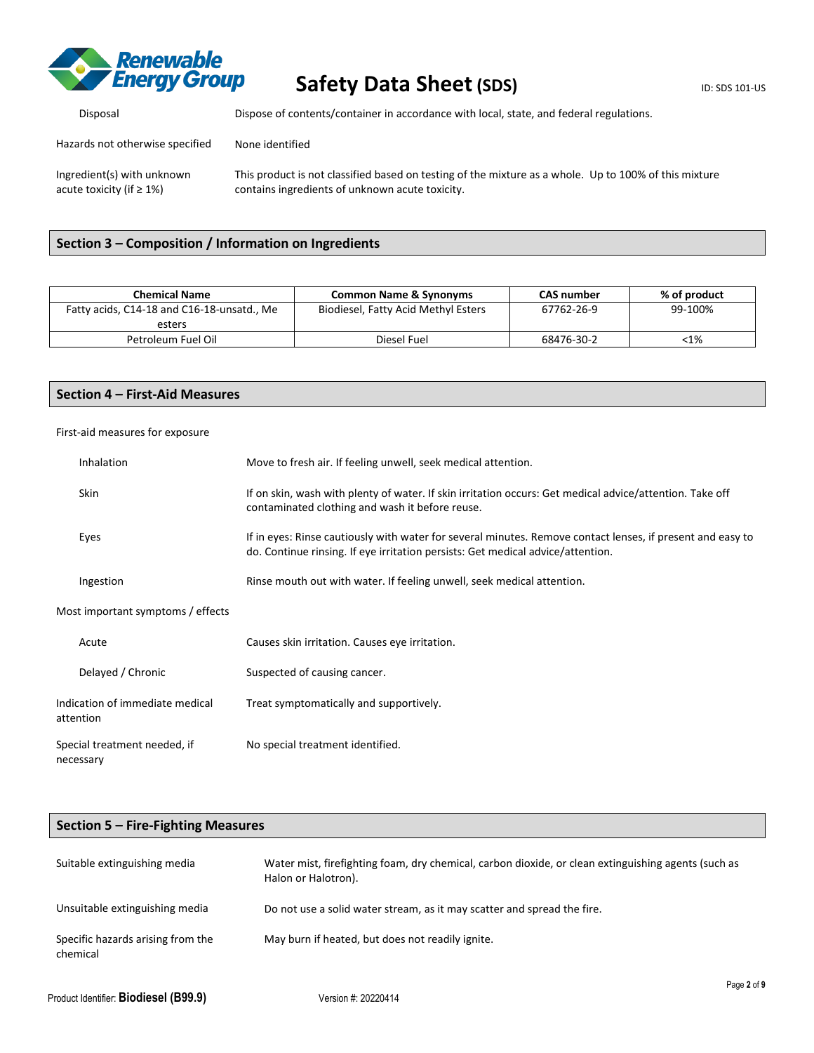Disposal: Dispose of contents/container in accordance with local, state, and federal regulations.

Hazards not otherwise specified: None identified

Ingredient(s) with unknown acute toxicity (if ≥ 1%): This product is not classified based on testing of the mixture as a whole. Up to 100% of this mixture contains ingredients of unknown acute toxicity.

## Section 3 – Composition / Information on Ingredients

| Chemical Name | Common Name & Synonyms | CAS number | % of product |
|---|---|---|---|
| Fatty acids, C14-18 and C16-18-unsatd., Me esters | Biodiesel, Fatty Acid Methyl Esters | 67762-26-9 | 99-100% |
| Petroleum Fuel Oil | Diesel Fuel | 68476-30-2 | <1% |

## Section 4 – First-Aid Measures

First-aid measures for exposure

- **Inhalation:** Move to fresh air. If feeling unwell, seek medical attention.
- **Skin:** If on skin, wash with plenty of water. If skin irritation occurs: Get medical advice/attention. Take off contaminated clothing and wash it before reuse.
- **Eyes:** If in eyes: Rinse cautiously with water for several minutes. Remove contact lenses, if present and easy to do. Continue rinsing. If eye irritation persists: Get medical advice/attention.
- **Ingestion:** Rinse mouth out with water. If feeling unwell, seek medical attention.

Most important symptoms / effects

- **Acute:** Causes skin irritation. Causes eye irritation.
- **Delayed / Chronic:** Suspected of causing cancer.

Indication of immediate medical attention: Treat symptomatically and supportively.

Special treatment needed, if necessary: No special treatment identified.

## Section 5 – Fire-Fighting Measures

Suitable extinguishing media: Water mist, firefighting foam, dry chemical, carbon dioxide, or clean extinguishing agents (such as Halon or Halotron).

Unsuitable extinguishing media: Do not use a solid water stream, as it may scatter and spread the fire.

Specific hazards arising from the chemical: May burn if heated, but does not readily ignite.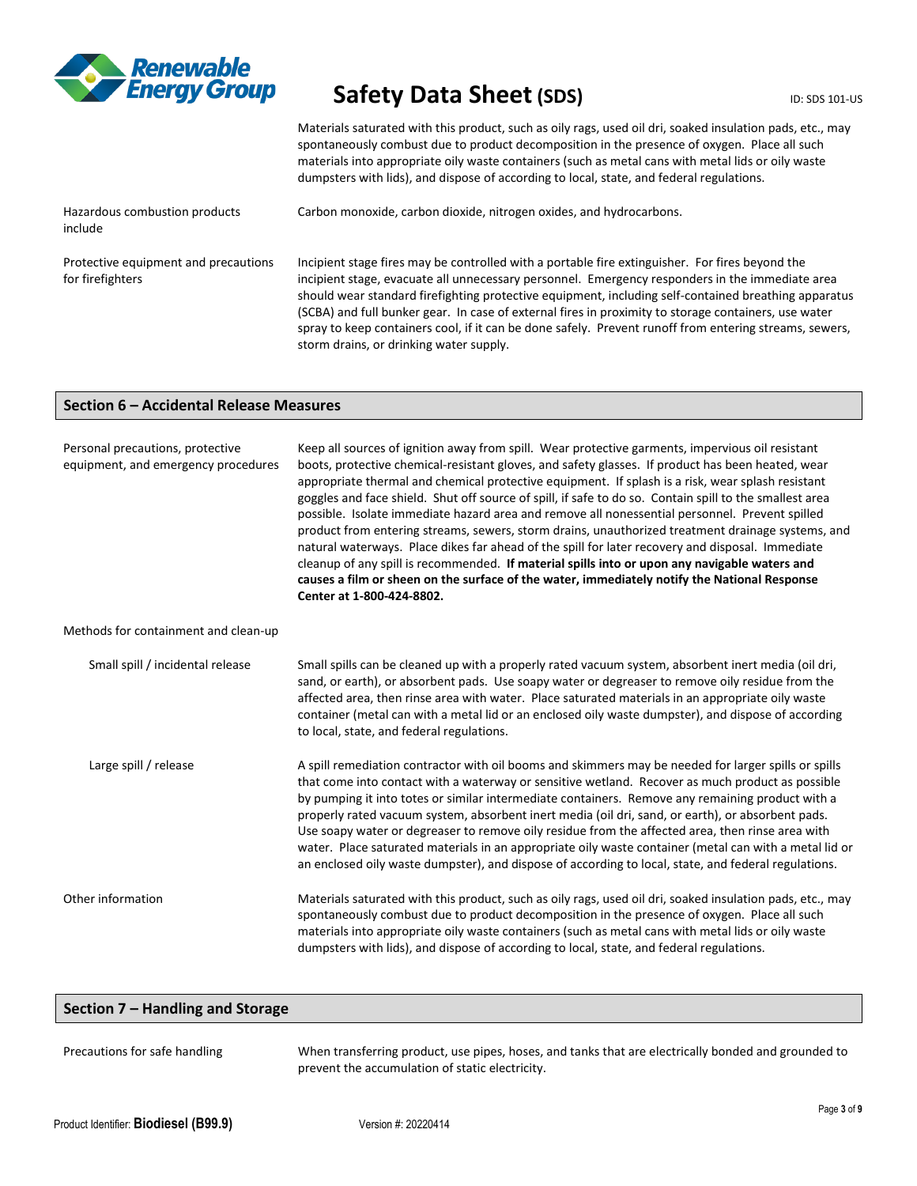Materials saturated with this product, such as oily rags, used oil dri, soaked insulation pads, etc., may spontaneously combust due to product decomposition in the presence of oxygen. Place all such materials into appropriate oily waste containers (such as metal cans with metal lids or oily waste dumpsters with lids), and dispose of according to local, state, and federal regulations.

| | |
|---|---|
| Hazardous combustion products include | Carbon monoxide, carbon dioxide, nitrogen oxides, and hydrocarbons. |
| Protective equipment and precautions for firefighters | Incipient stage fires may be controlled with a portable fire extinguisher. For fires beyond the incipient stage, evacuate all unnecessary personnel. Emergency responders in the immediate area should wear standard firefighting protective equipment, including self-contained breathing apparatus (SCBA) and full bunker gear. In case of external fires in proximity to storage containers, use water spray to keep containers cool, if it can be done safely. Prevent runoff from entering streams, sewers, storm drains, or drinking water supply. |

## Section 6 – Accidental Release Measures

| | |
|---|---|
| Personal precautions, protective equipment, and emergency procedures | Keep all sources of ignition away from spill. Wear protective garments, impervious oil resistant boots, protective chemical-resistant gloves, and safety glasses. If product has been heated, wear appropriate thermal and chemical protective equipment. If splash is a risk, wear splash resistant goggles and face shield. Shut off source of spill, if safe to do so. Contain spill to the smallest area possible. Isolate immediate hazard area and remove all nonessential personnel. Prevent spilled product from entering streams, sewers, storm drains, unauthorized treatment drainage systems, and natural waterways. Place dikes far ahead of the spill for later recovery and disposal. Immediate cleanup of any spill is recommended. **If material spills into or upon any navigable waters and causes a film or sheen on the surface of the water, immediately notify the National Response Center at 1-800-424-8802.** |
| Methods for containment and clean-up | |
| Small spill / incidental release | Small spills can be cleaned up with a properly rated vacuum system, absorbent inert media (oil dri, sand, or earth), or absorbent pads. Use soapy water or degreaser to remove oily residue from the affected area, then rinse area with water. Place saturated materials in an appropriate oily waste container (metal can with a metal lid or an enclosed oily waste dumpster), and dispose of according to local, state, and federal regulations. |
| Large spill / release | A spill remediation contractor with oil booms and skimmers may be needed for larger spills or spills that come into contact with a waterway or sensitive wetland. Recover as much product as possible by pumping it into totes or similar intermediate containers. Remove any remaining product with a properly rated vacuum system, absorbent inert media (oil dri, sand, or earth), or absorbent pads. Use soapy water or degreaser to remove oily residue from the affected area, then rinse area with water. Place saturated materials in an appropriate oily waste container (metal can with a metal lid or an enclosed oily waste dumpster), and dispose of according to local, state, and federal regulations. |
| Other information | Materials saturated with this product, such as oily rags, used oil dri, soaked insulation pads, etc., may spontaneously combust due to product decomposition in the presence of oxygen. Place all such materials into appropriate oily waste containers (such as metal cans with metal lids or oily waste dumpsters with lids), and dispose of according to local, state, and federal regulations. |

## Section 7 – Handling and Storage

| | |
|---|---|
| Precautions for safe handling | When transferring product, use pipes, hoses, and tanks that are electrically bonded and grounded to prevent the accumulation of static electricity. |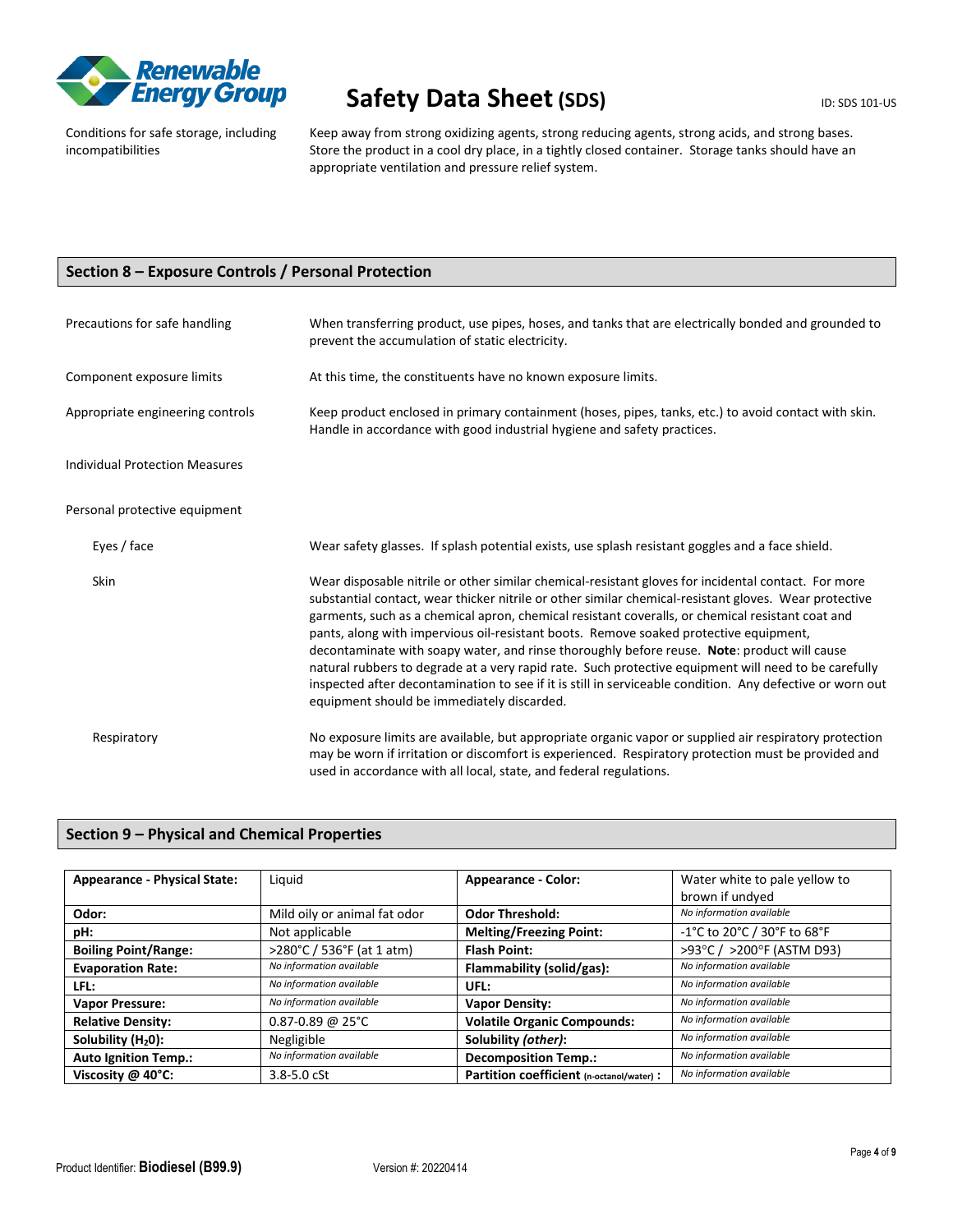| | |
|---|---|
| Conditions for safe storage, including incompatibilities | Keep away from strong oxidizing agents, strong reducing agents, strong acids, and strong bases. Store the product in a cool dry place, in a tightly closed container. Storage tanks should have an appropriate ventilation and pressure relief system. |

## Section 8 – Exposure Controls / Personal Protection

| | |
|---|---|
| Precautions for safe handling | When transferring product, use pipes, hoses, and tanks that are electrically bonded and grounded to prevent the accumulation of static electricity. |
| Component exposure limits | At this time, the constituents have no known exposure limits. |
| Appropriate engineering controls | Keep product enclosed in primary containment (hoses, pipes, tanks, etc.) to avoid contact with skin. Handle in accordance with good industrial hygiene and safety practices. |
| Individual Protection Measures | |
| Personal protective equipment | |
| Eyes / face | Wear safety glasses. If splash potential exists, use splash resistant goggles and a face shield. |
| Skin | Wear disposable nitrile or other similar chemical-resistant gloves for incidental contact. For more substantial contact, wear thicker nitrile or other similar chemical-resistant gloves. Wear protective garments, such as a chemical apron, chemical resistant coveralls, or chemical resistant coat and pants, along with impervious oil-resistant boots. Remove soaked protective equipment, decontaminate with soapy water, and rinse thoroughly before reuse. **Note**: product will cause natural rubbers to degrade at a very rapid rate. Such protective equipment will need to be carefully inspected after decontamination to see if it is still in serviceable condition. Any defective or worn out equipment should be immediately discarded. |
| Respiratory | No exposure limits are available, but appropriate organic vapor or supplied air respiratory protection may be worn if irritation or discomfort is experienced. Respiratory protection must be provided and used in accordance with all local, state, and federal regulations. |

## Section 9 – Physical and Chemical Properties

| | | | |
|---|---|---|---|
| **Appearance - Physical State:** | Liquid | **Appearance - Color:** | Water white to pale yellow to brown if undyed |
| **Odor:** | Mild oily or animal fat odor | **Odor Threshold:** | *No information available* |
| **pH:** | Not applicable | **Melting/Freezing Point:** | -1°C to 20°C / 30°F to 68°F |
| **Boiling Point/Range:** | >280°C / 536°F (at 1 atm) | **Flash Point:** | >93°C / >200°F (ASTM D93) |
| **Evaporation Rate:** | *No information available* | **Flammability (solid/gas):** | *No information available* |
| **LFL:** | *No information available* | **UFL:** | *No information available* |
| **Vapor Pressure:** | *No information available* | **Vapor Density:** | *No information available* |
| **Relative Density:** | 0.87-0.89 @ 25°C | **Volatile Organic Compounds:** | *No information available* |
| **Solubility ($H_2O$):** | Negligible | **Solubility *(other)*:** | *No information available* |
| **Auto Ignition Temp.:** | *No information available* | **Decomposition Temp.:** | *No information available* |
| **Viscosity @ 40°C:** | 3.8-5.0 cSt | **Partition coefficient (n-octanol/water) :** | *No information available* |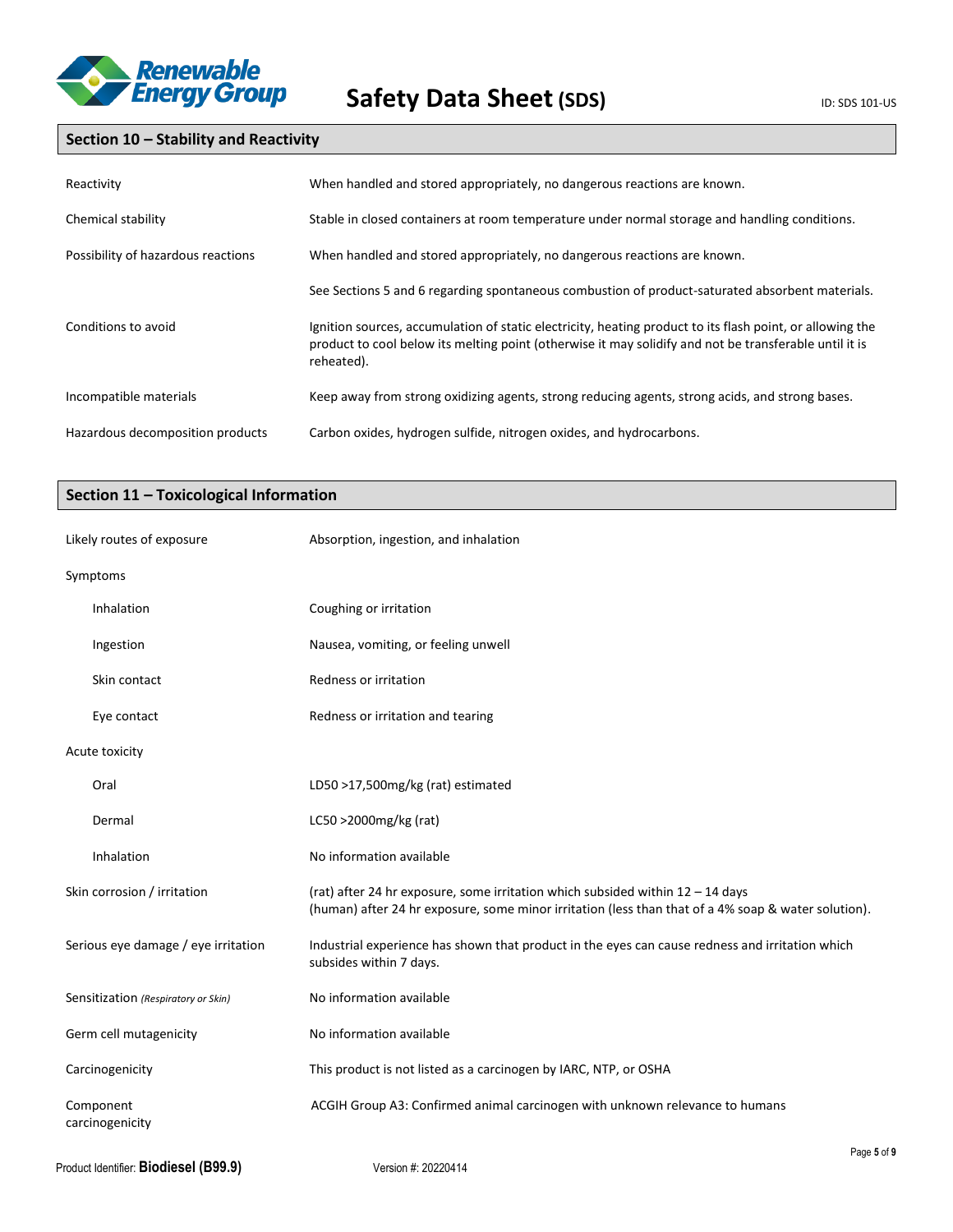## Section 10 – Stability and Reactivity

| | |
|---|---|
| Reactivity | When handled and stored appropriately, no dangerous reactions are known. |
| Chemical stability | Stable in closed containers at room temperature under normal storage and handling conditions. |
| Possibility of hazardous reactions | When handled and stored appropriately, no dangerous reactions are known. |
| | See Sections 5 and 6 regarding spontaneous combustion of product-saturated absorbent materials. |
| Conditions to avoid | Ignition sources, accumulation of static electricity, heating product to its flash point, or allowing the product to cool below its melting point (otherwise it may solidify and not be transferable until it is reheated). |
| Incompatible materials | Keep away from strong oxidizing agents, strong reducing agents, strong acids, and strong bases. |
| Hazardous decomposition products | Carbon oxides, hydrogen sulfide, nitrogen oxides, and hydrocarbons. |

## Section 11 – Toxicological Information

| | |
|---|---|
| Likely routes of exposure | Absorption, ingestion, and inhalation |
| Symptoms | |
| Inhalation | Coughing or irritation |
| Ingestion | Nausea, vomiting, or feeling unwell |
| Skin contact | Redness or irritation |
| Eye contact | Redness or irritation and tearing |
| Acute toxicity | |
| Oral | LD50 >17,500mg/kg (rat) estimated |
| Dermal | LC50 >2000mg/kg (rat) |
| Inhalation | No information available |
| Skin corrosion / irritation | (rat) after 24 hr exposure, some irritation which subsided within 12 – 14 days<br>(human) after 24 hr exposure, some minor irritation (less than that of a 4% soap & water solution). |
| Serious eye damage / eye irritation | Industrial experience has shown that product in the eyes can cause redness and irritation which subsides within 7 days. |
| Sensitization *(Respiratory or Skin)* | No information available |
| Germ cell mutagenicity | No information available |
| Carcinogenicity | This product is not listed as a carcinogen by IARC, NTP, or OSHA |
| Component carcinogenicity | ACGIH Group A3: Confirmed animal carcinogen with unknown relevance to humans |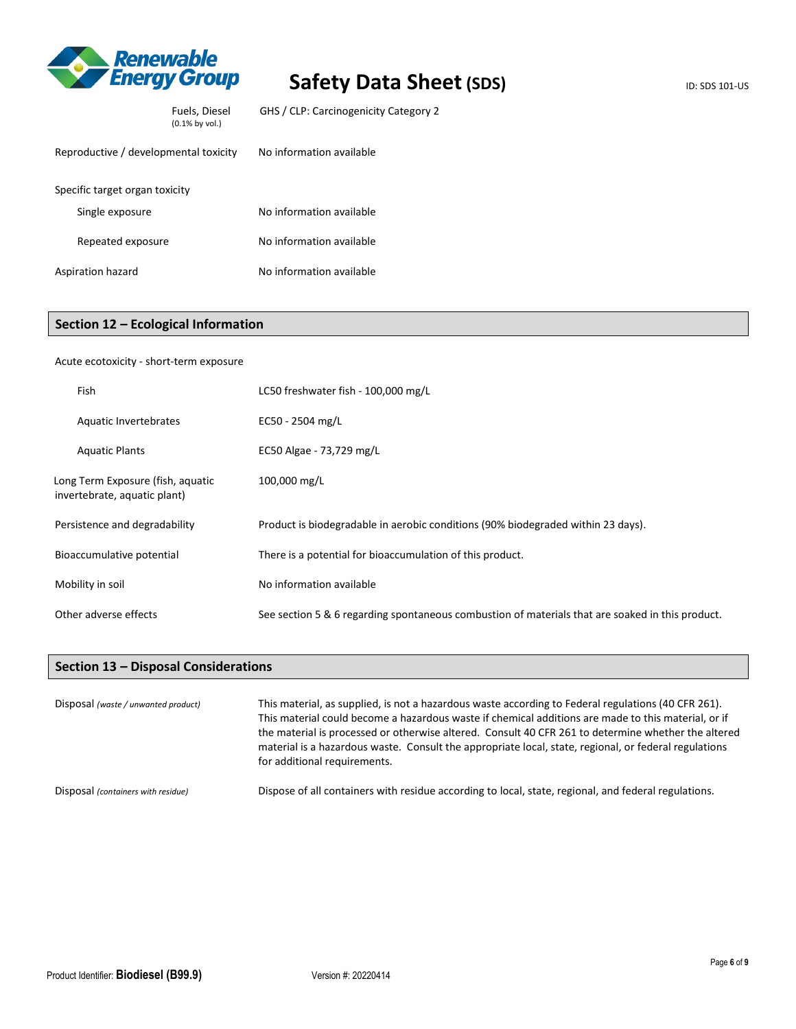| | |
|---|---|
| Fuels, Diesel (0.1% by vol.) | GHS / CLP: Carcinogenicity Category 2 |
| Reproductive / developmental toxicity | No information available |
| Specific target organ toxicity | |
| Single exposure | No information available |
| Repeated exposure | No information available |
| Aspiration hazard | No information available |

## Section 12 – Ecological Information

| | |
|---|---|
| Acute ecotoxicity - short-term exposure | |
| Fish | LC50 freshwater fish - 100,000 mg/L |
| Aquatic Invertebrates | EC50 - 2504 mg/L |
| Aquatic Plants | EC50 Algae - 73,729 mg/L |
| Long Term Exposure (fish, aquatic invertebrate, aquatic plant) | 100,000 mg/L |
| Persistence and degradability | Product is biodegradable in aerobic conditions (90% biodegraded within 23 days). |
| Bioaccumulative potential | There is a potential for bioaccumulation of this product. |
| Mobility in soil | No information available |
| Other adverse effects | See section 5 & 6 regarding spontaneous combustion of materials that are soaked in this product. |

## Section 13 – Disposal Considerations

| | |
|---|---|
| Disposal *(waste / unwanted product)* | This material, as supplied, is not a hazardous waste according to Federal regulations (40 CFR 261). This material could become a hazardous waste if chemical additions are made to this material, or if the material is processed or otherwise altered. Consult 40 CFR 261 to determine whether the altered material is a hazardous waste. Consult the appropriate local, state, regional, or federal regulations for additional requirements. |
| Disposal *(containers with residue)* | Dispose of all containers with residue according to local, state, regional, and federal regulations. |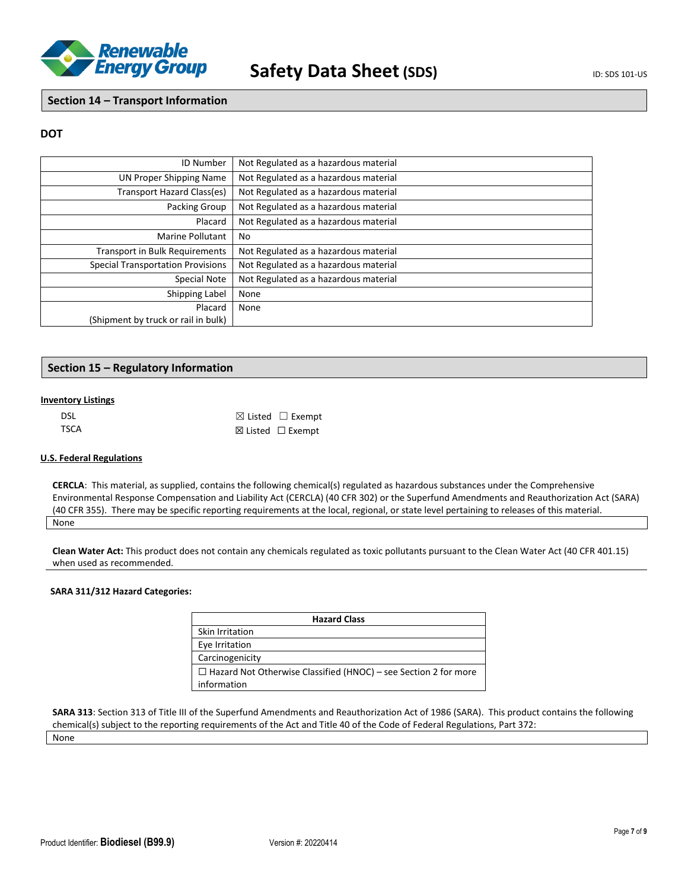## Section 14 – Transport Information

### DOT

| | |
|---|---|
| ID Number | Not Regulated as a hazardous material |
| UN Proper Shipping Name | Not Regulated as a hazardous material |
| Transport Hazard Class(es) | Not Regulated as a hazardous material |
| Packing Group | Not Regulated as a hazardous material |
| Placard | Not Regulated as a hazardous material |
| Marine Pollutant | No |
| Transport in Bulk Requirements | Not Regulated as a hazardous material |
| Special Transportation Provisions | Not Regulated as a hazardous material |
| Special Note | Not Regulated as a hazardous material |
| Shipping Label | None |
| Placard (Shipment by truck or rail in bulk) | None |

## Section 15 – Regulatory Information

**Inventory Listings**

DSL ☒ Listed ☐ Exempt
TSCA ☒ Listed ☐ Exempt

**U.S. Federal Regulations**

**CERCLA**: This material, as supplied, contains the following chemical(s) regulated as hazardous substances under the Comprehensive Environmental Response Compensation and Liability Act (CERCLA) (40 CFR 302) or the Superfund Amendments and Reauthorization Act (SARA) (40 CFR 355). There may be specific reporting requirements at the local, regional, or state level pertaining to releases of this material.

None

**Clean Water Act:** This product does not contain any chemicals regulated as toxic pollutants pursuant to the Clean Water Act (40 CFR 401.15) when used as recommended.

**SARA 311/312 Hazard Categories:**

| Hazard Class |
|---|
| Skin Irritation |
| Eye Irritation |
| Carcinogenicity |
| ☐ Hazard Not Otherwise Classified (HNOC) – see Section 2 for more information |

**SARA 313**: Section 313 of Title III of the Superfund Amendments and Reauthorization Act of 1986 (SARA). This product contains the following chemical(s) subject to the reporting requirements of the Act and Title 40 of the Code of Federal Regulations, Part 372:

None

Product Identifier: **Biodiesel (B99.9)** Version #: 20220414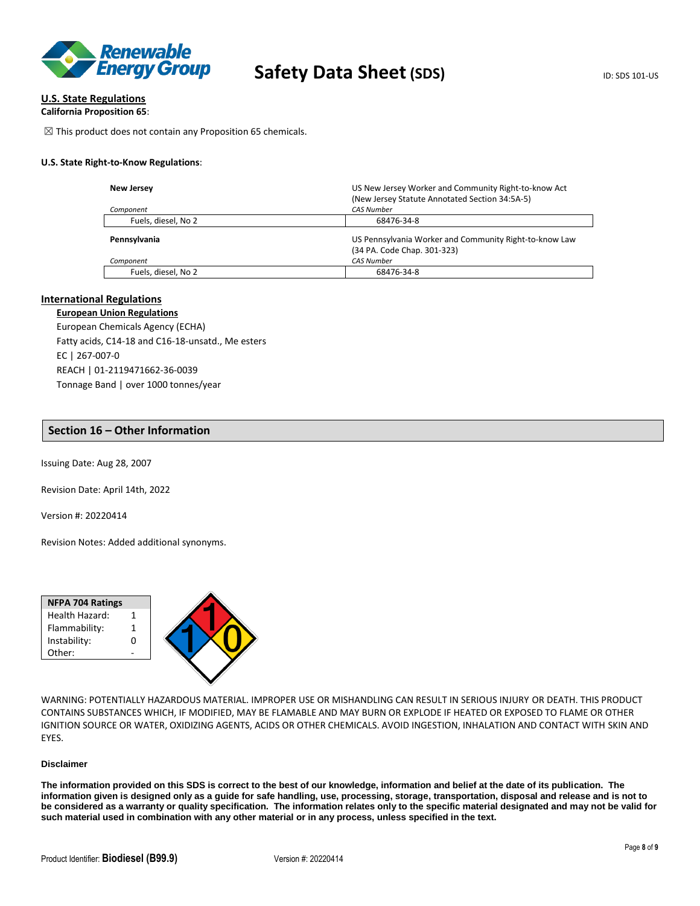## U.S. State Regulations

**California Proposition 65**:

☒ This product does not contain any Proposition 65 chemicals.

**U.S. State Right-to-Know Regulations**:

| **New Jersey** | US New Jersey Worker and Community Right-to-know Act (New Jersey Statute Annotated Section 34:5A-5) |
|---|---|
| *Component* | *CAS Number* |
| Fuels, diesel, No 2 | 68476-34-8 |

| **Pennsylvania** | US Pennsylvania Worker and Community Right-to-know Law (34 PA. Code Chap. 301-323) |
|---|---|
| *Component* | *CAS Number* |
| Fuels, diesel, No 2 | 68476-34-8 |

## International Regulations

### European Union Regulations

European Chemicals Agency (ECHA)

Fatty acids, C14-18 and C16-18-unsatd., Me esters

EC | 267-007-0

REACH | 01-2119471662-36-0039

Tonnage Band | over 1000 tonnes/year

## Section 16 – Other Information

Issuing Date: Aug 28, 2007

Revision Date: April 14th, 2022

Version #: 20220414

Revision Notes: Added additional synonyms.

| **NFPA 704 Ratings** | |
|---|---|
| Health Hazard: | 1 |
| Flammability: | 1 |
| Instability: | 0 |
| Other: | - |

WARNING: POTENTIALLY HAZARDOUS MATERIAL. IMPROPER USE OR MISHANDLING CAN RESULT IN SERIOUS INJURY OR DEATH. THIS PRODUCT CONTAINS SUBSTANCES WHICH, IF MODIFIED, MAY BE FLAMABLE AND MAY BURN OR EXPLODE IF HEATED OR EXPOSED TO FLAME OR OTHER IGNITION SOURCE OR WATER, OXIDIZING AGENTS, ACIDS OR OTHER CHEMICALS. AVOID INGESTION, INHALATION AND CONTACT WITH SKIN AND EYES.

**Disclaimer**

**The information provided on this SDS is correct to the best of our knowledge, information and belief at the date of its publication. The information given is designed only as a guide for safe handling, use, processing, storage, transportation, disposal and release and is not to be considered as a warranty or quality specification. The information relates only to the specific material designated and may not be valid for such material used in combination with any other material or in any process, unless specified in the text.**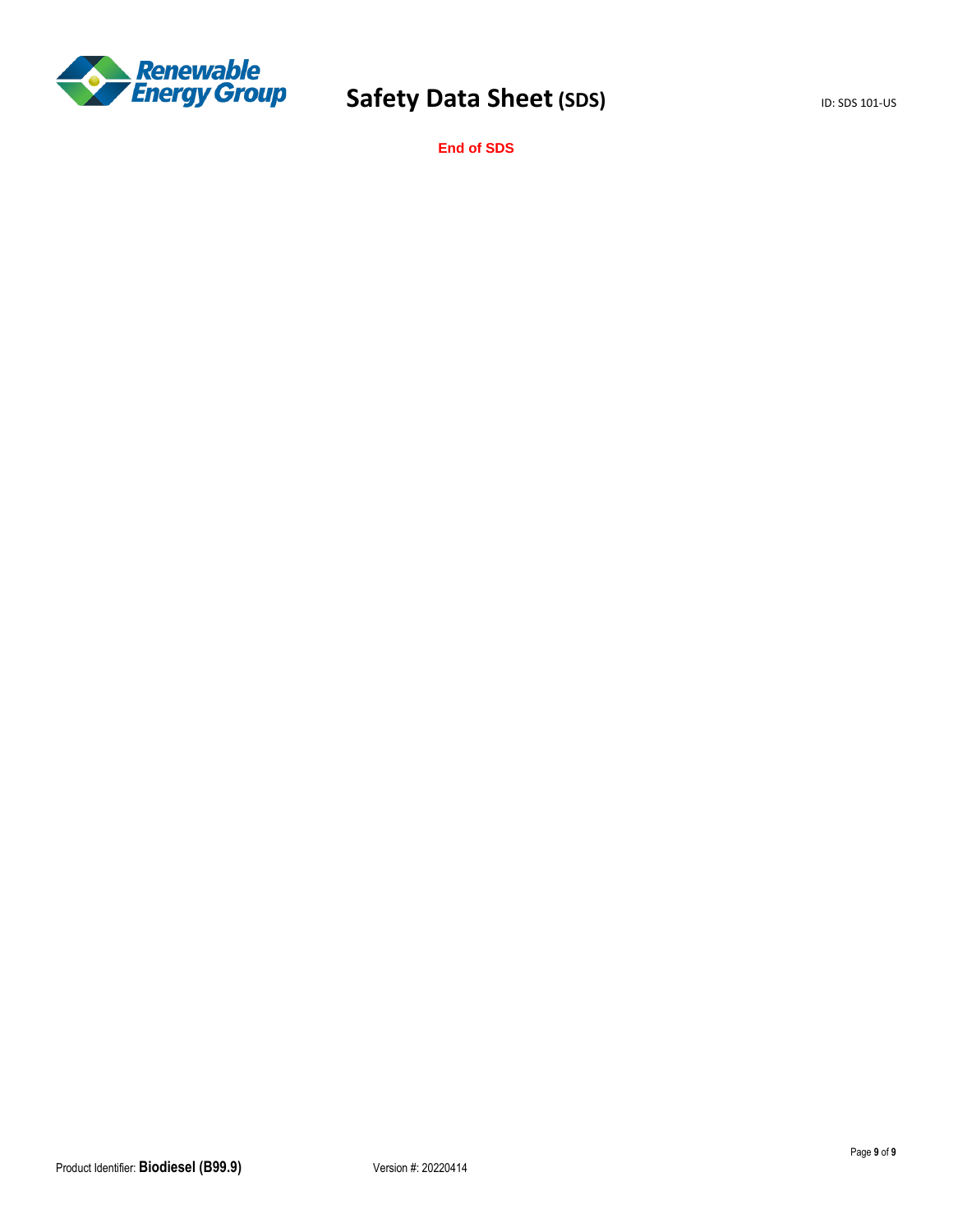**End of SDS**